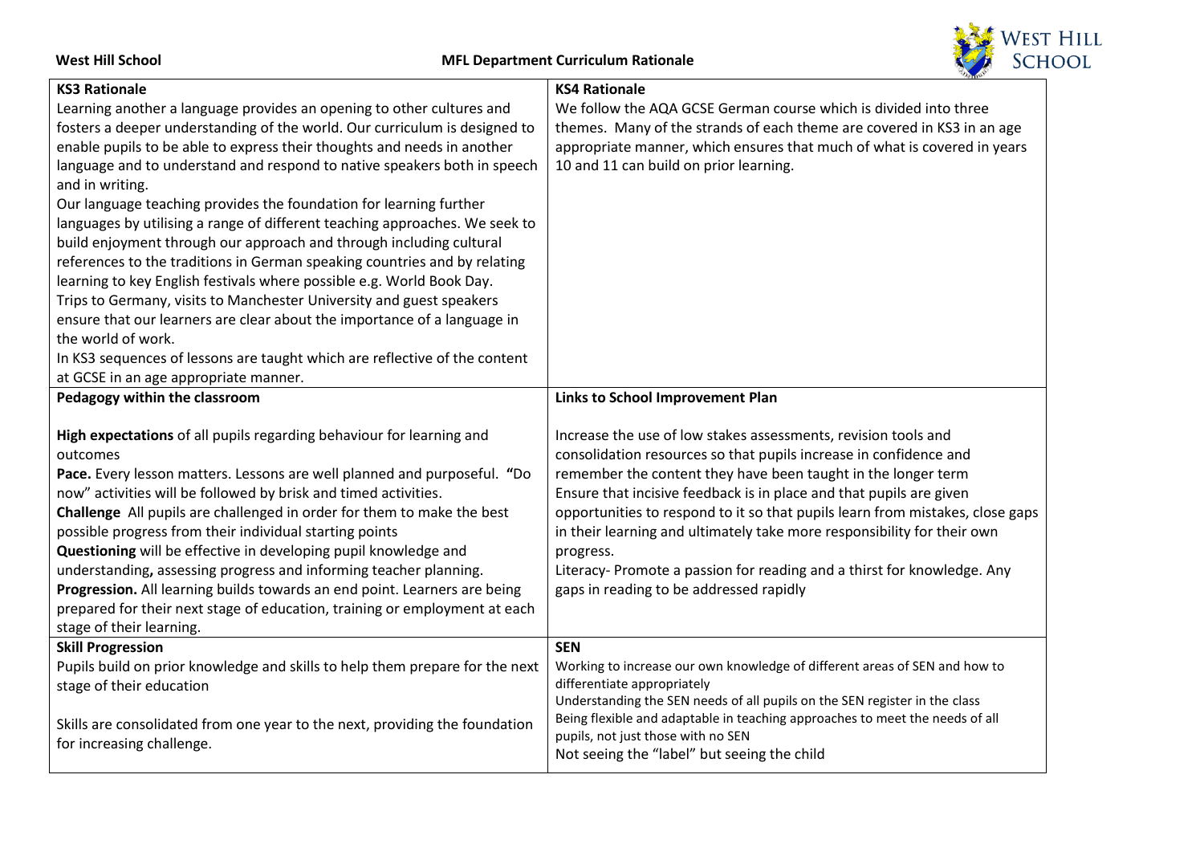**West Hill School** **MFL Department Curriculum Rationale**

## KS3 Rationale

Learning another a language provides an opening to other cultures and fosters a deeper understanding of the world. Our curriculum is designed to enable pupils to be able to express their thoughts and needs in another language and to understand and respond to native speakers both in speech and in writing.

Our language teaching provides the foundation for learning further languages by utilising a range of different teaching approaches. We seek to build enjoyment through our approach and through including cultural references to the traditions in German speaking countries and by relating learning to key English festivals where possible e.g. World Book Day.

Trips to Germany, visits to Manchester University and guest speakers ensure that our learners are clear about the importance of a language in the world of work.

In KS3 sequences of lessons are taught which are reflective of the content at GCSE in an age appropriate manner.

## KS4 Rationale

We follow the AQA GCSE German course which is divided into three themes. Many of the strands of each theme are covered in KS3 in an age appropriate manner, which ensures that much of what is covered in years 10 and 11 can build on prior learning.

## Pedagogy within the classroom

**High expectations** of all pupils regarding behaviour for learning and outcomes

**Pace.** Every lesson matters. Lessons are well planned and purposeful. **"**Do now" activities will be followed by brisk and timed activities.

**Challenge** All pupils are challenged in order for them to make the best possible progress from their individual starting points

**Questioning** will be effective in developing pupil knowledge and understanding**,** assessing progress and informing teacher planning.

**Progression.** All learning builds towards an end point. Learners are being prepared for their next stage of education, training or employment at each stage of their learning.

## Links to School Improvement Plan

Increase the use of low stakes assessments, revision tools and consolidation resources so that pupils increase in confidence and remember the content they have been taught in the longer term

Ensure that incisive feedback is in place and that pupils are given opportunities to respond to it so that pupils learn from mistakes, close gaps in their learning and ultimately take more responsibility for their own progress.

Literacy- Promote a passion for reading and a thirst for knowledge. Any gaps in reading to be addressed rapidly

## Skill Progression

Pupils build on prior knowledge and skills to help them prepare for the next stage of their education

Skills are consolidated from one year to the next, providing the foundation for increasing challenge.

## SEN

Working to increase our own knowledge of different areas of SEN and how to differentiate appropriately

Understanding the SEN needs of all pupils on the SEN register in the class

Being flexible and adaptable in teaching approaches to meet the needs of all pupils, not just those with no SEN

Not seeing the "label" but seeing the child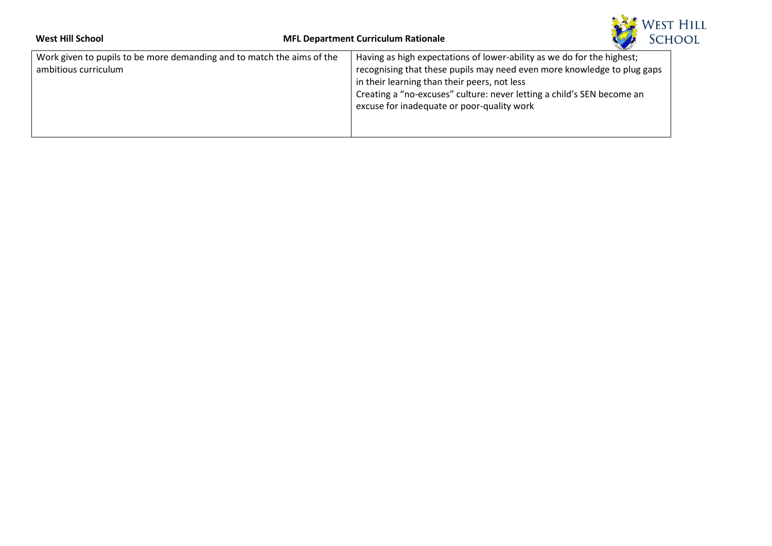| | |
|---|---|
| Work given to pupils to be more demanding and to match the aims of the ambitious curriculum | Having as high expectations of lower-ability as we do for the highest; recognising that these pupils may need even more knowledge to plug gaps in their learning than their peers, not less<br>Creating a "no-excuses" culture: never letting a child's SEN become an excuse for inadequate or poor-quality work |